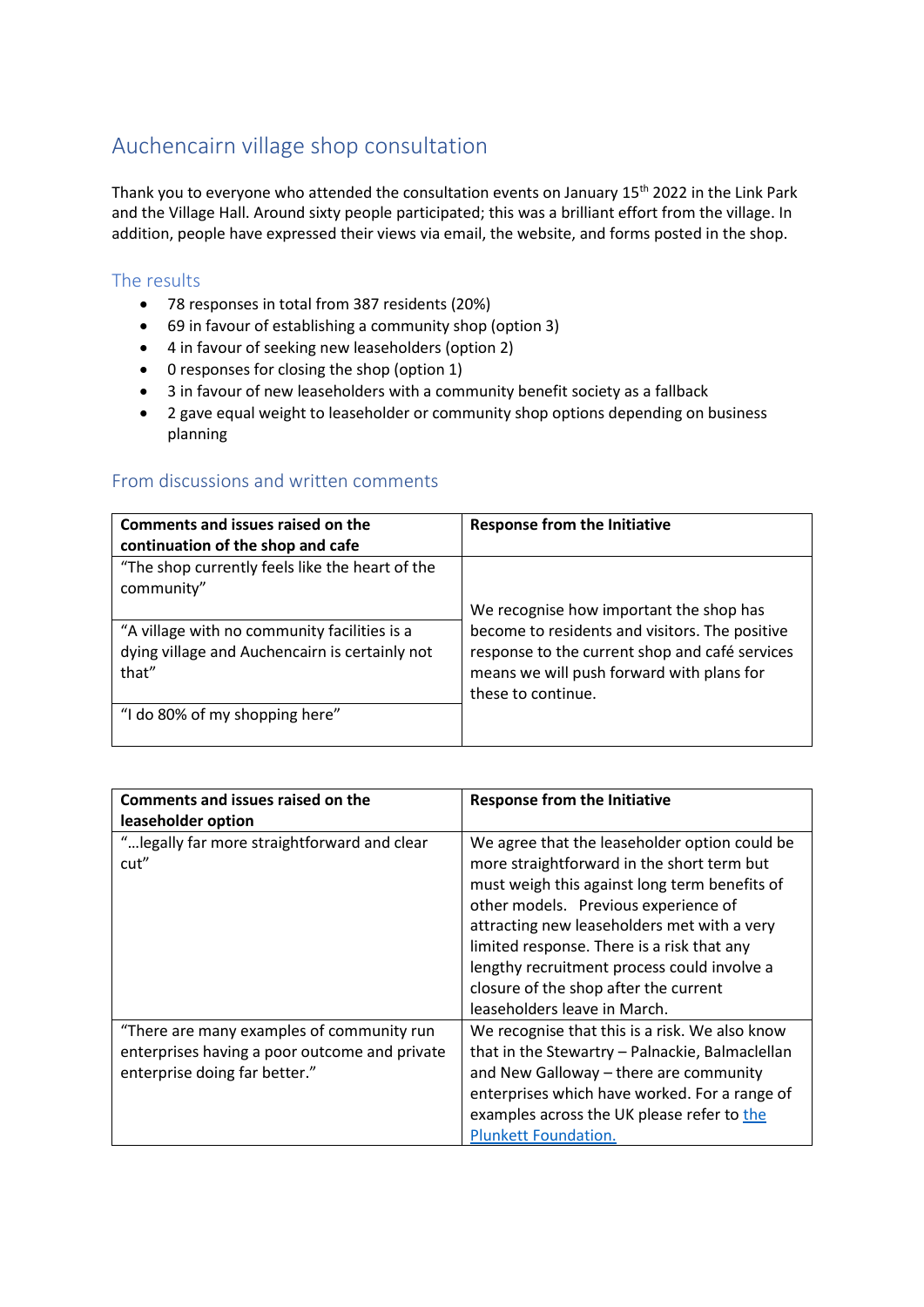## Auchencairn village shop consultation

Thank you to everyone who attended the consultation events on January 15th 2022 in the Link Park and the Village Hall. Around sixty people participated; this was a brilliant effort from the village. In addition, people have expressed their views via email, the website, and forms posted in the shop.

### The results

- 78 responses in total from 387 residents (20%)
- 69 in favour of establishing a community shop (option 3)
- 4 in favour of seeking new leaseholders (option 2)
- 0 responses for closing the shop (option 1)
- 3 in favour of new leaseholders with a community benefit society as a fallback
- 2 gave equal weight to leaseholder or community shop options depending on business planning

### From discussions and written comments

| **Comments and issues raised on the continuation of the shop and cafe** | **Response from the Initiative** |
|---|---|
| "The shop currently feels like the heart of the community" | We recognise how important the shop has become to residents and visitors. The positive response to the current shop and café services means we will push forward with plans for these to continue. |
| "A village with no community facilities is a dying village and Auchencairn is certainly not that" | |
| "I do 80% of my shopping here" | |

| **Comments and issues raised on the leaseholder option** | **Response from the Initiative** |
|---|---|
| "…legally far more straightforward and clear cut" | We agree that the leaseholder option could be more straightforward in the short term but must weigh this against long term benefits of other models. Previous experience of attracting new leaseholders met with a very limited response. There is a risk that any lengthy recruitment process could involve a closure of the shop after the current leaseholders leave in March. |
| "There are many examples of community run enterprises having a poor outcome and private enterprise doing far better." | We recognise that this is a risk. We also know that in the Stewartry – Palnackie, Balmaclellan and New Galloway – there are community enterprises which have worked. For a range of examples across the UK please refer to the Plunkett Foundation. |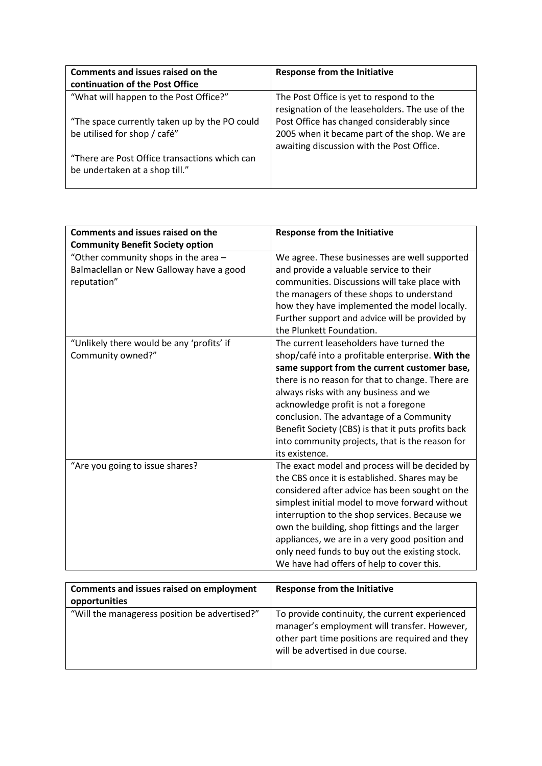| **Comments and issues raised on the continuation of the Post Office** | **Response from the Initiative** |
|---|---|
| "What will happen to the Post Office?"<br><br>"The space currently taken up by the PO could be utilised for shop / café"<br><br>"There are Post Office transactions which can be undertaken at a shop till." | The Post Office is yet to respond to the resignation of the leaseholders. The use of the Post Office has changed considerably since 2005 when it became part of the shop. We are awaiting discussion with the Post Office. |

| **Comments and issues raised on the Community Benefit Society option** | **Response from the Initiative** |
|---|---|
| "Other community shops in the area – Balmaclellan or New Galloway have a good reputation" | We agree. These businesses are well supported and provide a valuable service to their communities. Discussions will take place with the managers of these shops to understand how they have implemented the model locally. Further support and advice will be provided by the Plunkett Foundation. |
| "Unlikely there would be any 'profits' if Community owned?" | The current leaseholders have turned the shop/café into a profitable enterprise. **With the same support from the current customer base,** there is no reason for that to change. There are always risks with any business and we acknowledge profit is not a foregone conclusion. The advantage of a Community Benefit Society (CBS) is that it puts profits back into community projects, that is the reason for its existence. |
| "Are you going to issue shares? | The exact model and process will be decided by the CBS once it is established. Shares may be considered after advice has been sought on the simplest initial model to move forward without interruption to the shop services. Because we own the building, shop fittings and the larger appliances, we are in a very good position and only need funds to buy out the existing stock. We have had offers of help to cover this. |

| **Comments and issues raised on employment opportunities** | **Response from the Initiative** |
|---|---|
| "Will the manageress position be advertised?" | To provide continuity, the current experienced manager's employment will transfer. However, other part time positions are required and they will be advertised in due course. |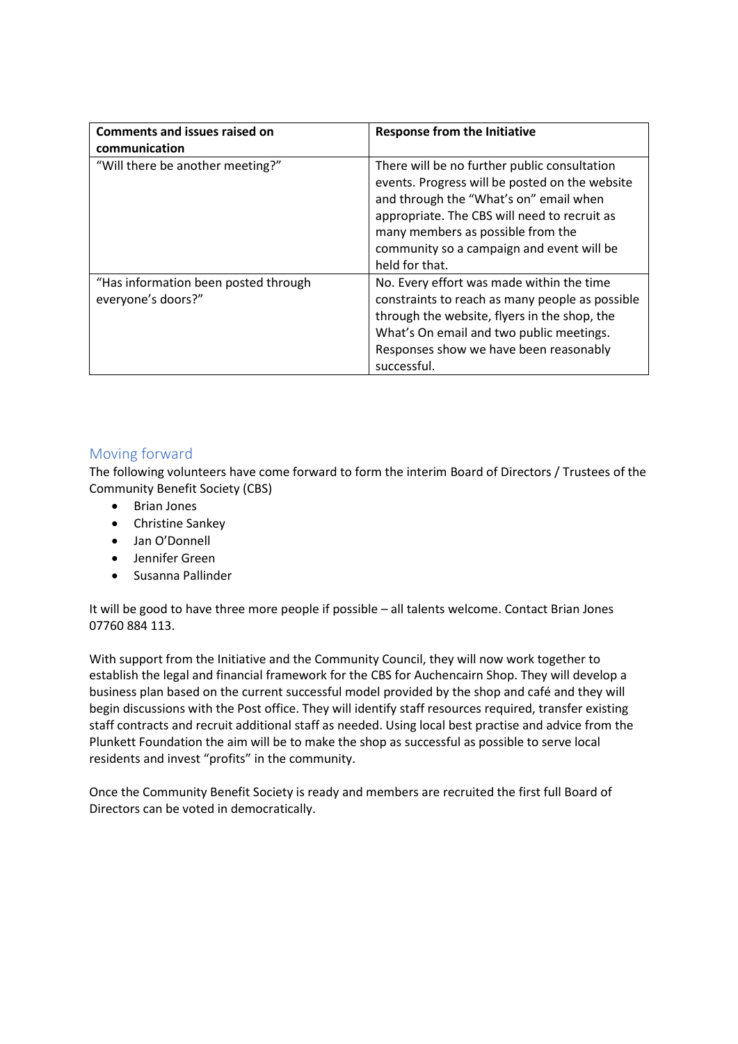| Comments and issues raised on communication | Response from the Initiative |
|---|---|
| "Will there be another meeting?" | There will be no further public consultation events. Progress will be posted on the website and through the "What's on" email when appropriate. The CBS will need to recruit as many members as possible from the community so a campaign and event will be held for that. |
| "Has information been posted through everyone's doors?" | No. Every effort was made within the time constraints to reach as many people as possible through the website, flyers in the shop, the What's On email and two public meetings. Responses show we have been reasonably successful. |

## Moving forward

The following volunteers have come forward to form the interim Board of Directors / Trustees of the Community Benefit Society (CBS)

- Brian Jones
- Christine Sankey
- Jan O'Donnell
- Jennifer Green
- Susanna Pallinder

It will be good to have three more people if possible – all talents welcome. Contact Brian Jones 07760 884 113.

With support from the Initiative and the Community Council, they will now work together to establish the legal and financial framework for the CBS for Auchencairn Shop. They will develop a business plan based on the current successful model provided by the shop and café and they will begin discussions with the Post office. They will identify staff resources required, transfer existing staff contracts and recruit additional staff as needed. Using local best practise and advice from the Plunkett Foundation the aim will be to make the shop as successful as possible to serve local residents and invest "profits" in the community.

Once the Community Benefit Society is ready and members are recruited the first full Board of Directors can be voted in democratically.